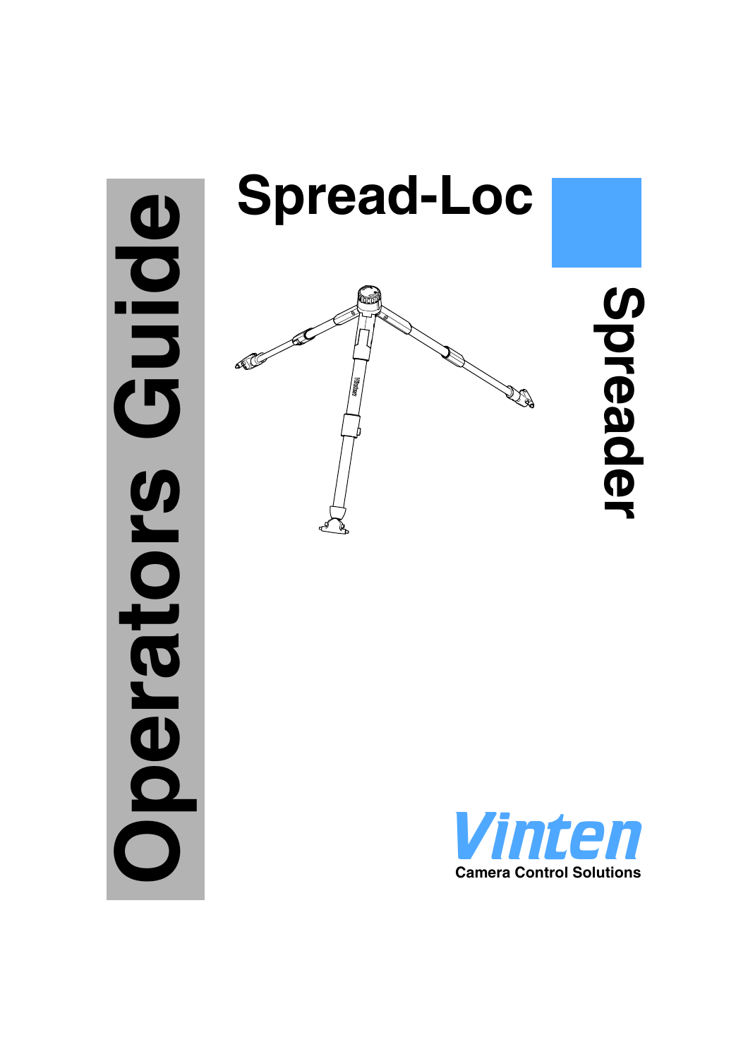# Spread-Loc

# Spreader

# Operators Guide

Vinten

Camera Control Solutions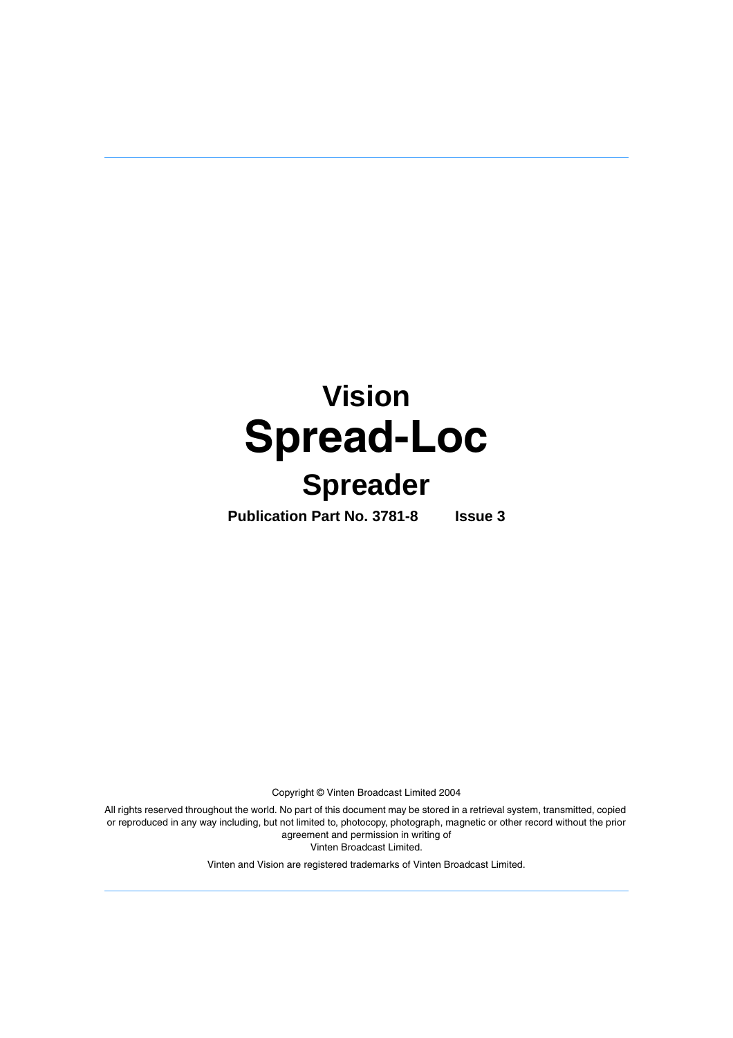# Vision

# Spread-Loc

## Spreader

**Publication Part No. 3781-8 Issue 3**

Copyright © Vinten Broadcast Limited 2004

All rights reserved throughout the world. No part of this document may be stored in a retrieval system, transmitted, copied or reproduced in any way including, but not limited to, photocopy, photograph, magnetic or other record without the prior agreement and permission in writing of Vinten Broadcast Limited.

Vinten and Vision are registered trademarks of Vinten Broadcast Limited.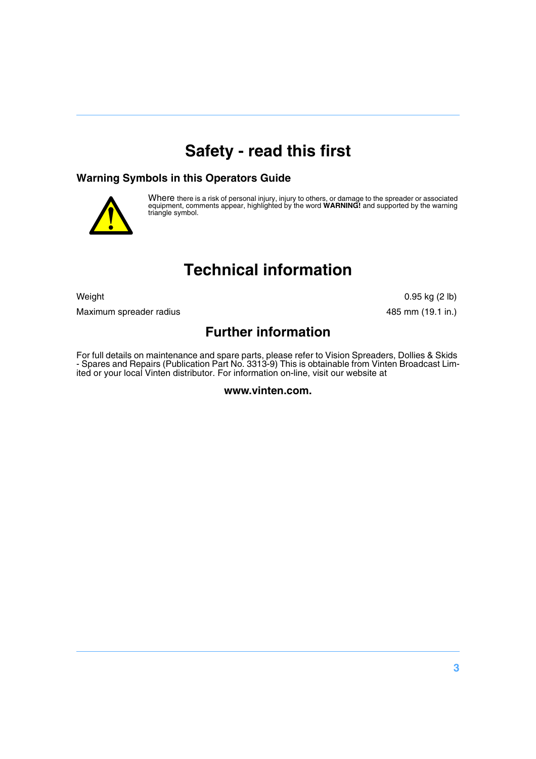# Safety - read this first

### Warning Symbols in this Operators Guide

Where there is a risk of personal injury, injury to others, or damage to the spreader or associated equipment, comments appear, highlighted by the word **WARNING!** and supported by the warning triangle symbol.

# Technical information

| | |
|---|---|
| Weight | 0.95 kg (2 lb) |
| Maximum spreader radius | 485 mm (19.1 in.) |

## Further information

For full details on maintenance and spare parts, please refer to Vision Spreaders, Dollies & Skids - Spares and Repairs (Publication Part No. 3313-9) This is obtainable from Vinten Broadcast Limited or your local Vinten distributor. For information on-line, visit our website at

**www.vinten.com.**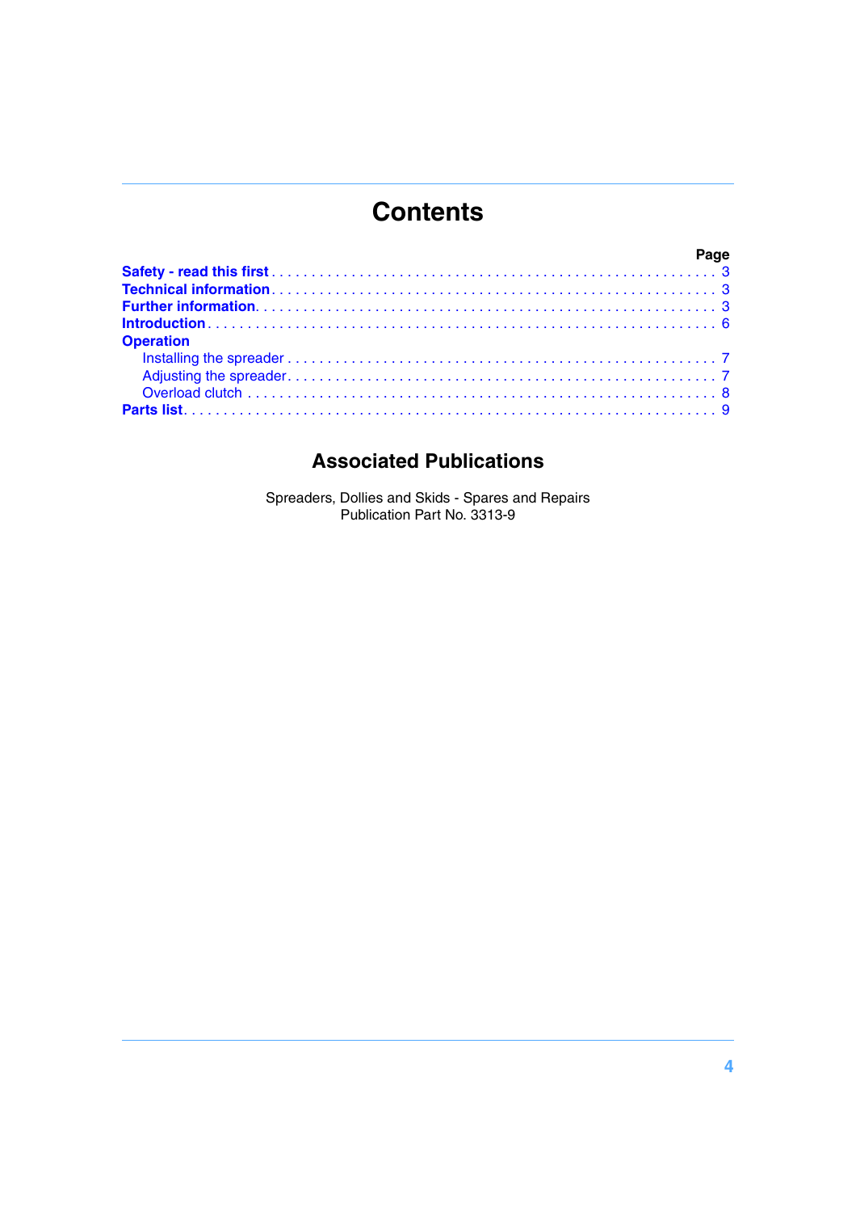# Contents

| | Page |
|---|---|
| **Safety - read this first** | 3 |
| **Technical information** | 3 |
| **Further information** | 3 |
| **Introduction** | 6 |
| **Operation** | |
| Installing the spreader | 7 |
| Adjusting the spreader | 7 |
| Overload clutch | 8 |
| **Parts list** | 9 |

## Associated Publications

Spreaders, Dollies and Skids - Spares and Repairs
Publication Part No. 3313-9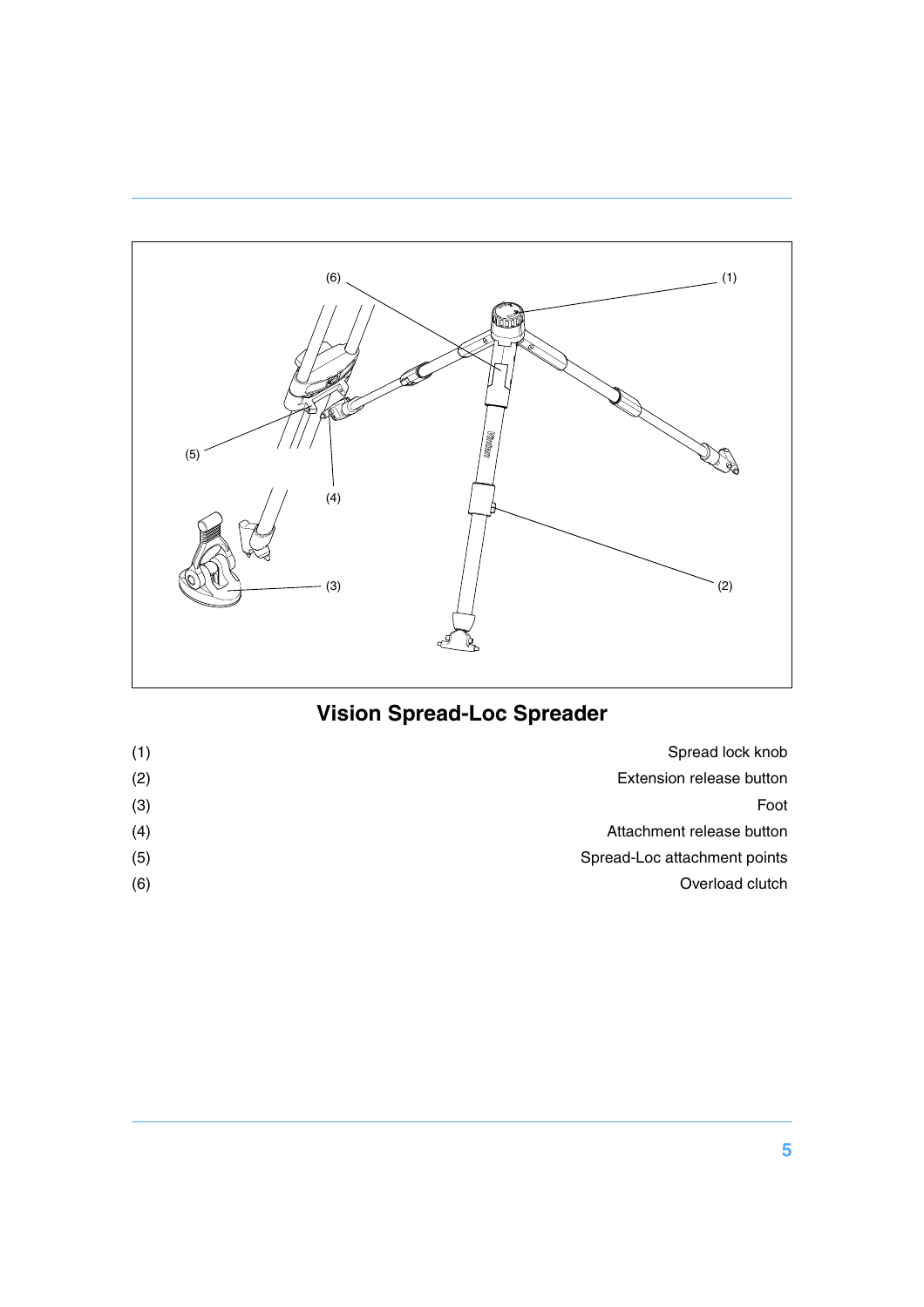## Vision Spread-Loc Spreader

| | |
|---|---|
| (1) | Spread lock knob |
| (2) | Extension release button |
| (3) | Foot |
| (4) | Attachment release button |
| (5) | Spread-Loc attachment points |
| (6) | Overload clutch |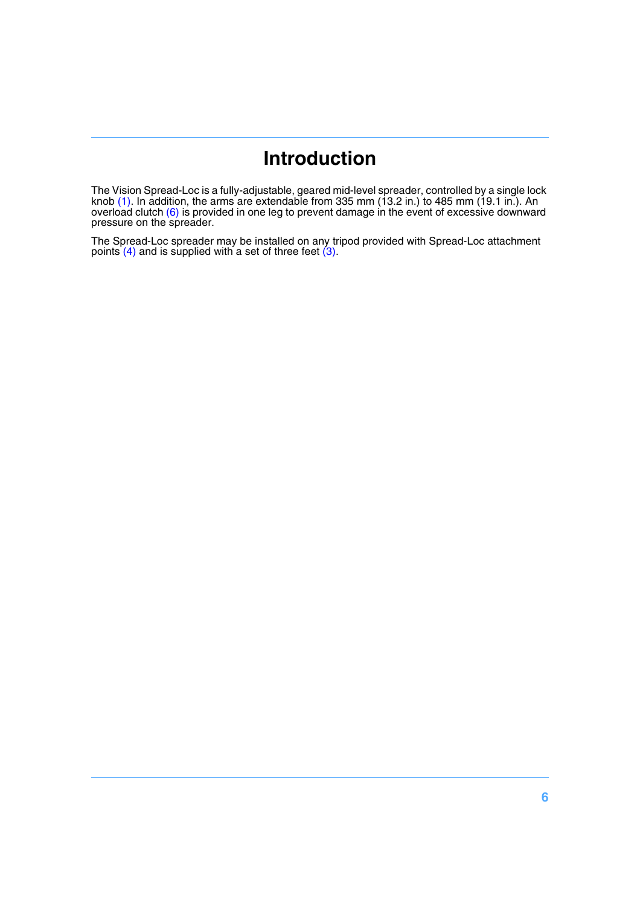# Introduction

The Vision Spread-Loc is a fully-adjustable, geared mid-level spreader, controlled by a single lock knob (1). In addition, the arms are extendable from 335 mm (13.2 in.) to 485 mm (19.1 in.). An overload clutch (6) is provided in one leg to prevent damage in the event of excessive downward pressure on the spreader.

The Spread-Loc spreader may be installed on any tripod provided with Spread-Loc attachment points (4) and is supplied with a set of three feet (3).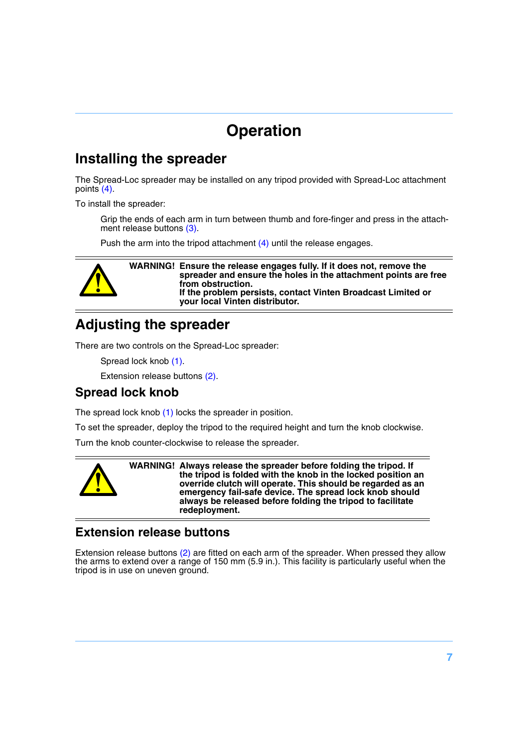# Operation

## Installing the spreader

The Spread-Loc spreader may be installed on any tripod provided with Spread-Loc attachment points (4).

To install the spreader:

Grip the ends of each arm in turn between thumb and fore-finger and press in the attachment release buttons (3).

Push the arm into the tripod attachment (4) until the release engages.

**WARNING! Ensure the release engages fully. If it does not, remove the spreader and ensure the holes in the attachment points are free from obstruction.**
**If the problem persists, contact Vinten Broadcast Limited or your local Vinten distributor.**

## Adjusting the spreader

There are two controls on the Spread-Loc spreader:

Spread lock knob (1).

Extension release buttons (2).

### Spread lock knob

The spread lock knob (1) locks the spreader in position.

To set the spreader, deploy the tripod to the required height and turn the knob clockwise.

Turn the knob counter-clockwise to release the spreader.

**WARNING! Always release the spreader before folding the tripod. If the tripod is folded with the knob in the locked position an override clutch will operate. This should be regarded as an emergency fail-safe device. The spread lock knob should always be released before folding the tripod to facilitate redeployment.**

### Extension release buttons

Extension release buttons (2) are fitted on each arm of the spreader. When pressed they allow the arms to extend over a range of 150 mm (5.9 in.). This facility is particularly useful when the tripod is in use on uneven ground.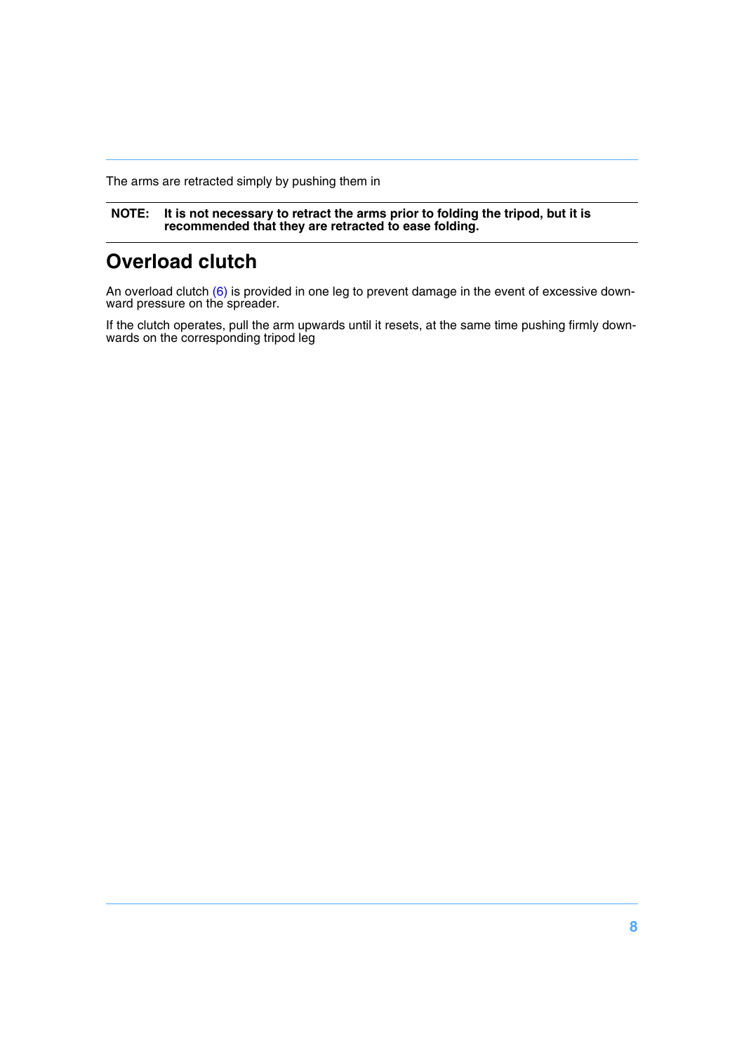The arms are retracted simply by pushing them in

**NOTE: It is not necessary to retract the arms prior to folding the tripod, but it is recommended that they are retracted to ease folding.**

## Overload clutch

An overload clutch (6) is provided in one leg to prevent damage in the event of excessive downward pressure on the spreader.

If the clutch operates, pull the arm upwards until it resets, at the same time pushing firmly downwards on the corresponding tripod leg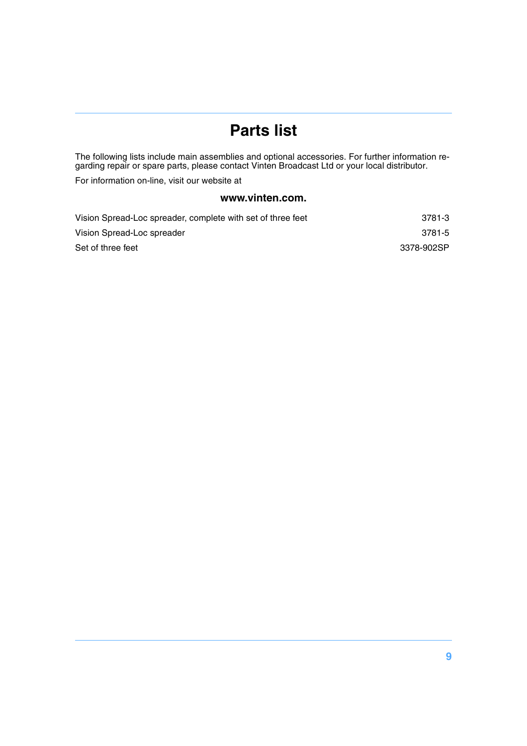# Parts list

The following lists include main assemblies and optional accessories. For further information regarding repair or spare parts, please contact Vinten Broadcast Ltd or your local distributor.

For information on-line, visit our website at

**www.vinten.com.**

| | |
|---|---|
| Vision Spread-Loc spreader, complete with set of three feet | 3781-3 |
| Vision Spread-Loc spreader | 3781-5 |
| Set of three feet | 3378-902SP |